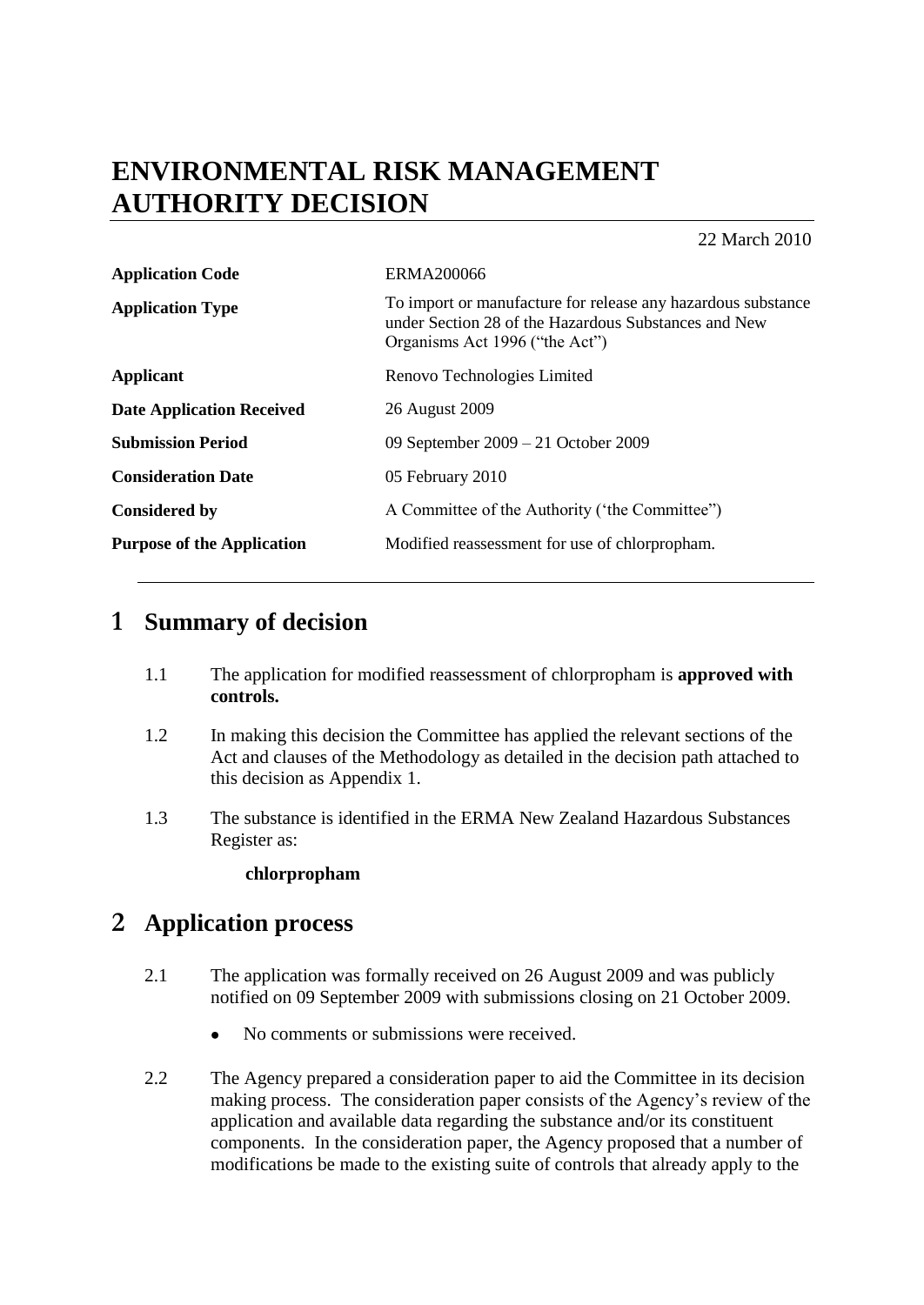# ENVIRONMENTAL RISK MANAGEMENT AUTHORITY DECISION

22 March 2010

| | |
|---|---|
| **Application Code** | ERMA200066 |
| **Application Type** | To import or manufacture for release any hazardous substance under Section 28 of the Hazardous Substances and New Organisms Act 1996 ("the Act") |
| **Applicant** | Renovo Technologies Limited |
| **Date Application Received** | 26 August 2009 |
| **Submission Period** | 09 September 2009 – 21 October 2009 |
| **Consideration Date** | 05 February 2010 |
| **Considered by** | A Committee of the Authority ('the Committee") |
| **Purpose of the Application** | Modified reassessment for use of chlorpropham. |

## 1 Summary of decision

1.1 The application for modified reassessment of chlorpropham is **approved with controls.**

1.2 In making this decision the Committee has applied the relevant sections of the Act and clauses of the Methodology as detailed in the decision path attached to this decision as Appendix 1.

1.3 The substance is identified in the ERMA New Zealand Hazardous Substances Register as:

**chlorpropham**

## 2 Application process

2.1 The application was formally received on 26 August 2009 and was publicly notified on 09 September 2009 with submissions closing on 21 October 2009.

- No comments or submissions were received.

2.2 The Agency prepared a consideration paper to aid the Committee in its decision making process. The consideration paper consists of the Agency's review of the application and available data regarding the substance and/or its constituent components. In the consideration paper, the Agency proposed that a number of modifications be made to the existing suite of controls that already apply to the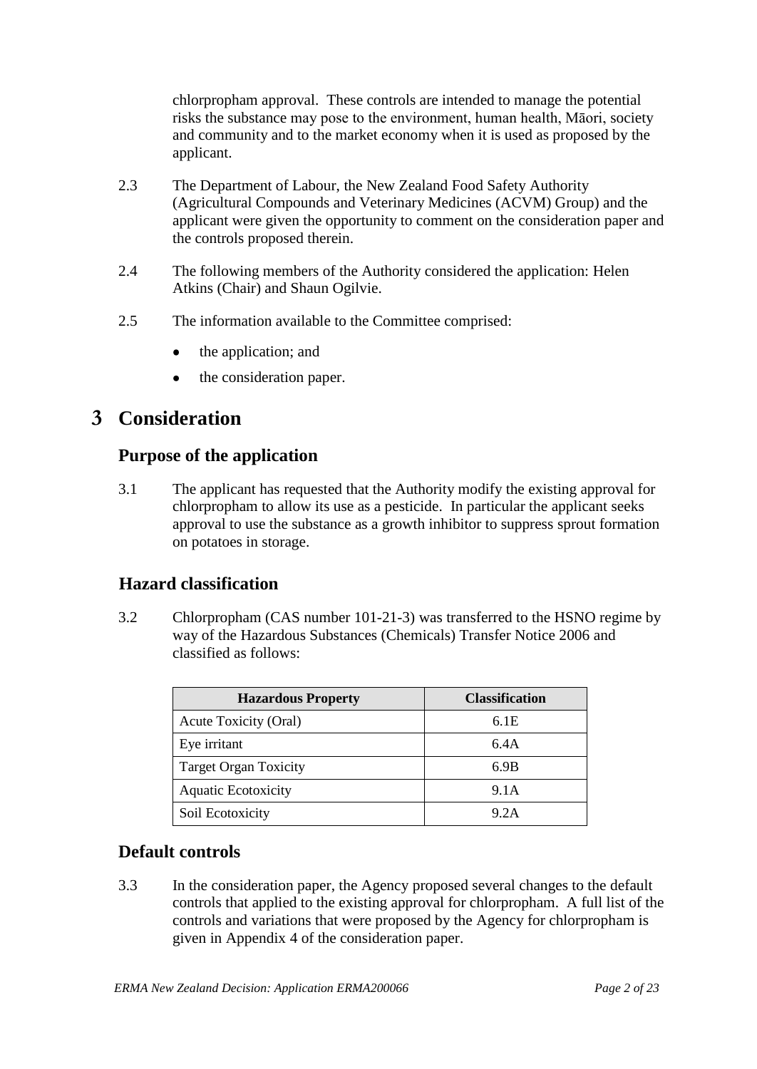chlorpropham approval. These controls are intended to manage the potential risks the substance may pose to the environment, human health, Māori, society and community and to the market economy when it is used as proposed by the applicant.

2.3 The Department of Labour, the New Zealand Food Safety Authority (Agricultural Compounds and Veterinary Medicines (ACVM) Group) and the applicant were given the opportunity to comment on the consideration paper and the controls proposed therein.

2.4 The following members of the Authority considered the application: Helen Atkins (Chair) and Shaun Ogilvie.

2.5 The information available to the Committee comprised:

- the application; and
- the consideration paper.

# 3 Consideration

## Purpose of the application

3.1 The applicant has requested that the Authority modify the existing approval for chlorpropham to allow its use as a pesticide. In particular the applicant seeks approval to use the substance as a growth inhibitor to suppress sprout formation on potatoes in storage.

## Hazard classification

3.2 Chlorpropham (CAS number 101-21-3) was transferred to the HSNO regime by way of the Hazardous Substances (Chemicals) Transfer Notice 2006 and classified as follows:

| Hazardous Property | Classification |
|---|---|
| Acute Toxicity (Oral) | 6.1E |
| Eye irritant | 6.4A |
| Target Organ Toxicity | 6.9B |
| Aquatic Ecotoxicity | 9.1A |
| Soil Ecotoxicity | 9.2A |

## Default controls

3.3 In the consideration paper, the Agency proposed several changes to the default controls that applied to the existing approval for chlorpropham. A full list of the controls and variations that were proposed by the Agency for chlorpropham is given in Appendix 4 of the consideration paper.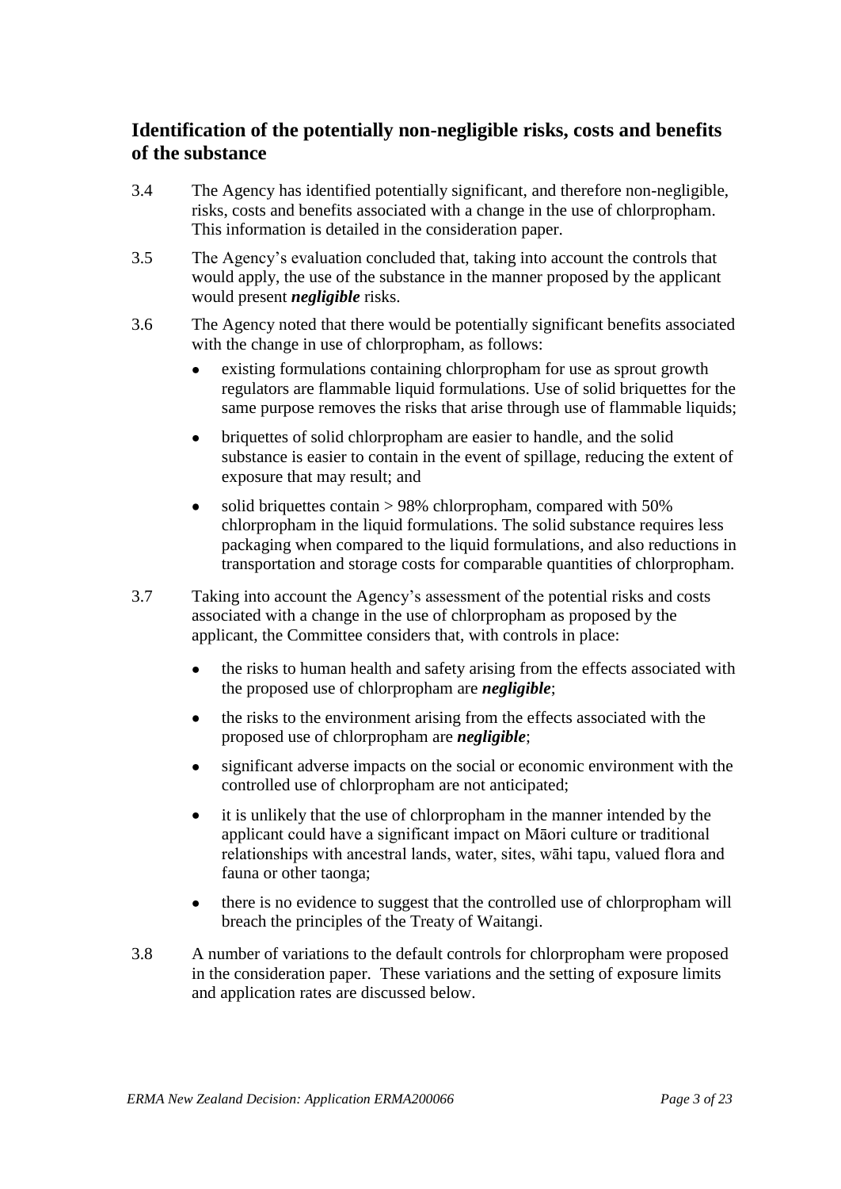## Identification of the potentially non-negligible risks, costs and benefits of the substance

3.4 The Agency has identified potentially significant, and therefore non-negligible, risks, costs and benefits associated with a change in the use of chlorpropham. This information is detailed in the consideration paper.

3.5 The Agency's evaluation concluded that, taking into account the controls that would apply, the use of the substance in the manner proposed by the applicant would present ***negligible*** risks.

3.6 The Agency noted that there would be potentially significant benefits associated with the change in use of chlorpropham, as follows:

- existing formulations containing chlorpropham for use as sprout growth regulators are flammable liquid formulations. Use of solid briquettes for the same purpose removes the risks that arise through use of flammable liquids;
- briquettes of solid chlorpropham are easier to handle, and the solid substance is easier to contain in the event of spillage, reducing the extent of exposure that may result; and
- solid briquettes contain > 98% chlorpropham, compared with 50% chlorpropham in the liquid formulations. The solid substance requires less packaging when compared to the liquid formulations, and also reductions in transportation and storage costs for comparable quantities of chlorpropham.

3.7 Taking into account the Agency's assessment of the potential risks and costs associated with a change in the use of chlorpropham as proposed by the applicant, the Committee considers that, with controls in place:

- the risks to human health and safety arising from the effects associated with the proposed use of chlorpropham are ***negligible***;
- the risks to the environment arising from the effects associated with the proposed use of chlorpropham are ***negligible***;
- significant adverse impacts on the social or economic environment with the controlled use of chlorpropham are not anticipated;
- it is unlikely that the use of chlorpropham in the manner intended by the applicant could have a significant impact on Māori culture or traditional relationships with ancestral lands, water, sites, wāhi tapu, valued flora and fauna or other taonga;
- there is no evidence to suggest that the controlled use of chlorpropham will breach the principles of the Treaty of Waitangi.

3.8 A number of variations to the default controls for chlorpropham were proposed in the consideration paper. These variations and the setting of exposure limits and application rates are discussed below.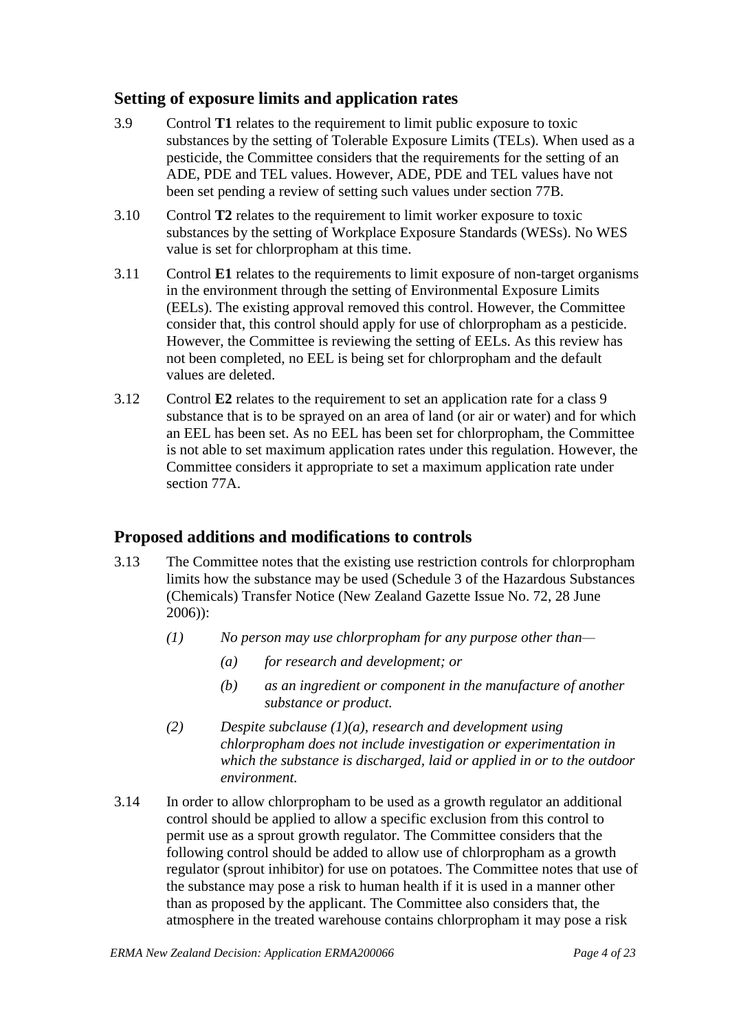## Setting of exposure limits and application rates

3.9 Control **T1** relates to the requirement to limit public exposure to toxic substances by the setting of Tolerable Exposure Limits (TELs). When used as a pesticide, the Committee considers that the requirements for the setting of an ADE, PDE and TEL values. However, ADE, PDE and TEL values have not been set pending a review of setting such values under section 77B.

3.10 Control **T2** relates to the requirement to limit worker exposure to toxic substances by the setting of Workplace Exposure Standards (WESs). No WES value is set for chlorpropham at this time.

3.11 Control **E1** relates to the requirements to limit exposure of non-target organisms in the environment through the setting of Environmental Exposure Limits (EELs). The existing approval removed this control. However, the Committee consider that, this control should apply for use of chlorpropham as a pesticide. However, the Committee is reviewing the setting of EELs. As this review has not been completed, no EEL is being set for chlorpropham and the default values are deleted.

3.12 Control **E2** relates to the requirement to set an application rate for a class 9 substance that is to be sprayed on an area of land (or air or water) and for which an EEL has been set. As no EEL has been set for chlorpropham, the Committee is not able to set maximum application rates under this regulation. However, the Committee considers it appropriate to set a maximum application rate under section 77A.

## Proposed additions and modifications to controls

3.13 The Committee notes that the existing use restriction controls for chlorpropham limits how the substance may be used (Schedule 3 of the Hazardous Substances (Chemicals) Transfer Notice (New Zealand Gazette Issue No. 72, 28 June 2006)):

> *(1) No person may use chlorpropham for any purpose other than—*
>
> > *(a) for research and development; or*
> >
> > *(b) as an ingredient or component in the manufacture of another substance or product.*
>
> *(2) Despite subclause (1)(a), research and development using chlorpropham does not include investigation or experimentation in which the substance is discharged, laid or applied in or to the outdoor environment.*

3.14 In order to allow chlorpropham to be used as a growth regulator an additional control should be applied to allow a specific exclusion from this control to permit use as a sprout growth regulator. The Committee considers that the following control should be added to allow use of chlorpropham as a growth regulator (sprout inhibitor) for use on potatoes. The Committee notes that use of the substance may pose a risk to human health if it is used in a manner other than as proposed by the applicant. The Committee also considers that, the atmosphere in the treated warehouse contains chlorpropham it may pose a risk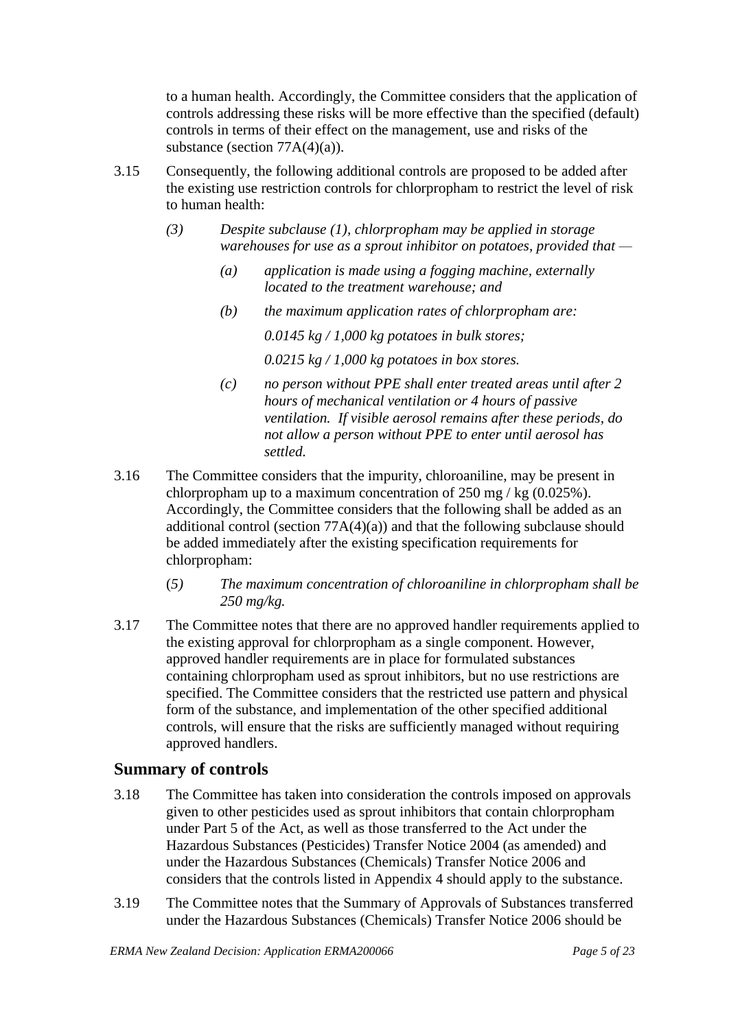to a human health. Accordingly, the Committee considers that the application of controls addressing these risks will be more effective than the specified (default) controls in terms of their effect on the management, use and risks of the substance (section 77A(4)(a)).

3.15 Consequently, the following additional controls are proposed to be added after the existing use restriction controls for chlorpropham to restrict the level of risk to human health:

> *(3) Despite subclause (1), chlorpropham may be applied in storage warehouses for use as a sprout inhibitor on potatoes, provided that —*
>
> > *(a) application is made using a fogging machine, externally located to the treatment warehouse; and*
> >
> > *(b) the maximum application rates of chlorpropham are:*
> >
> > *0.0145 kg / 1,000 kg potatoes in bulk stores;*
> >
> > *0.0215 kg / 1,000 kg potatoes in box stores.*
> >
> > *(c) no person without PPE shall enter treated areas until after 2 hours of mechanical ventilation or 4 hours of passive ventilation. If visible aerosol remains after these periods, do not allow a person without PPE to enter until aerosol has settled.*

3.16 The Committee considers that the impurity, chloroaniline, may be present in chlorpropham up to a maximum concentration of 250 mg / kg (0.025%). Accordingly, the Committee considers that the following shall be added as an additional control (section 77A(4)(a)) and that the following subclause should be added immediately after the existing specification requirements for chlorpropham:

> (*5) The maximum concentration of chloroaniline in chlorpropham shall be 250 mg/kg.*

3.17 The Committee notes that there are no approved handler requirements applied to the existing approval for chlorpropham as a single component. However, approved handler requirements are in place for formulated substances containing chlorpropham used as sprout inhibitors, but no use restrictions are specified. The Committee considers that the restricted use pattern and physical form of the substance, and implementation of the other specified additional controls, will ensure that the risks are sufficiently managed without requiring approved handlers.

## Summary of controls

3.18 The Committee has taken into consideration the controls imposed on approvals given to other pesticides used as sprout inhibitors that contain chlorpropham under Part 5 of the Act, as well as those transferred to the Act under the Hazardous Substances (Pesticides) Transfer Notice 2004 (as amended) and under the Hazardous Substances (Chemicals) Transfer Notice 2006 and considers that the controls listed in Appendix 4 should apply to the substance.

3.19 The Committee notes that the Summary of Approvals of Substances transferred under the Hazardous Substances (Chemicals) Transfer Notice 2006 should be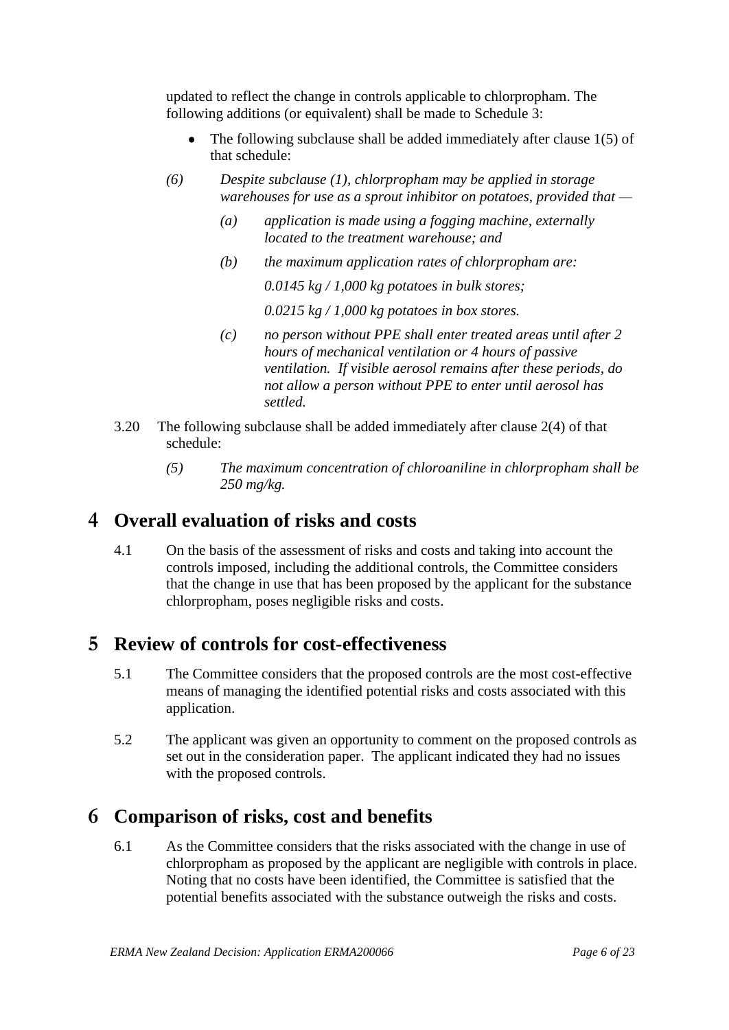updated to reflect the change in controls applicable to chlorpropham. The following additions (or equivalent) shall be made to Schedule 3:

- The following subclause shall be added immediately after clause 1(5) of that schedule:

*(6) Despite subclause (1), chlorpropham may be applied in storage warehouses for use as a sprout inhibitor on potatoes, provided that —*

*(a) application is made using a fogging machine, externally located to the treatment warehouse; and*

*(b) the maximum application rates of chlorpropham are:*

*0.0145 kg / 1,000 kg potatoes in bulk stores;*

*0.0215 kg / 1,000 kg potatoes in box stores.*

*(c) no person without PPE shall enter treated areas until after 2 hours of mechanical ventilation or 4 hours of passive ventilation. If visible aerosol remains after these periods, do not allow a person without PPE to enter until aerosol has settled.*

3.20 The following subclause shall be added immediately after clause 2(4) of that schedule:

*(5) The maximum concentration of chloroaniline in chlorpropham shall be 250 mg/kg.*

# 4 Overall evaluation of risks and costs

4.1 On the basis of the assessment of risks and costs and taking into account the controls imposed, including the additional controls, the Committee considers that the change in use that has been proposed by the applicant for the substance chlorpropham, poses negligible risks and costs.

# 5 Review of controls for cost-effectiveness

5.1 The Committee considers that the proposed controls are the most cost-effective means of managing the identified potential risks and costs associated with this application.

5.2 The applicant was given an opportunity to comment on the proposed controls as set out in the consideration paper. The applicant indicated they had no issues with the proposed controls.

# 6 Comparison of risks, cost and benefits

6.1 As the Committee considers that the risks associated with the change in use of chlorpropham as proposed by the applicant are negligible with controls in place. Noting that no costs have been identified, the Committee is satisfied that the potential benefits associated with the substance outweigh the risks and costs.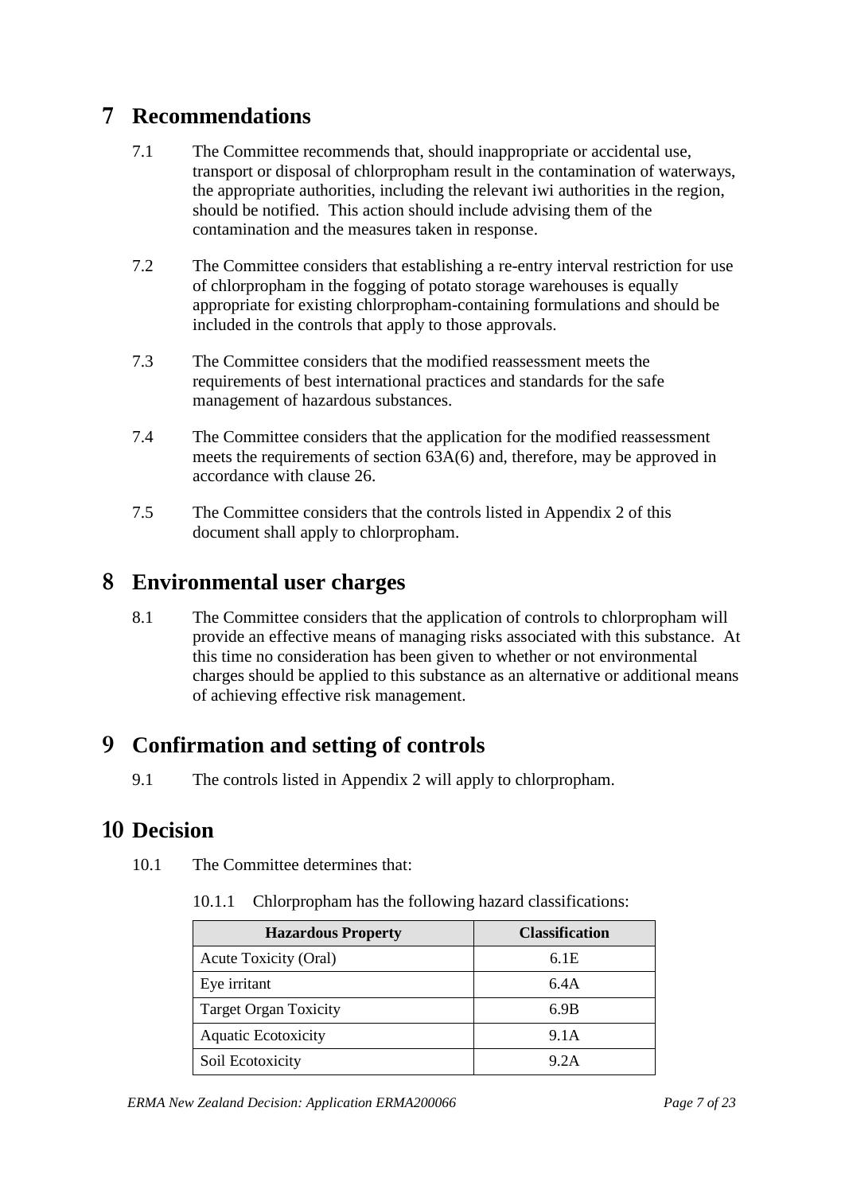# 7 Recommendations

7.1 The Committee recommends that, should inappropriate or accidental use, transport or disposal of chlorpropham result in the contamination of waterways, the appropriate authorities, including the relevant iwi authorities in the region, should be notified. This action should include advising them of the contamination and the measures taken in response.

7.2 The Committee considers that establishing a re-entry interval restriction for use of chlorpropham in the fogging of potato storage warehouses is equally appropriate for existing chlorpropham-containing formulations and should be included in the controls that apply to those approvals.

7.3 The Committee considers that the modified reassessment meets the requirements of best international practices and standards for the safe management of hazardous substances.

7.4 The Committee considers that the application for the modified reassessment meets the requirements of section 63A(6) and, therefore, may be approved in accordance with clause 26.

7.5 The Committee considers that the controls listed in Appendix 2 of this document shall apply to chlorpropham.

# 8 Environmental user charges

8.1 The Committee considers that the application of controls to chlorpropham will provide an effective means of managing risks associated with this substance. At this time no consideration has been given to whether or not environmental charges should be applied to this substance as an alternative or additional means of achieving effective risk management.

# 9 Confirmation and setting of controls

9.1 The controls listed in Appendix 2 will apply to chlorpropham.

# 10 Decision

10.1 The Committee determines that:

10.1.1 Chlorpropham has the following hazard classifications:

| Hazardous Property | Classification |
|---|---|
| Acute Toxicity (Oral) | 6.1E |
| Eye irritant | 6.4A |
| Target Organ Toxicity | 6.9B |
| Aquatic Ecotoxicity | 9.1A |
| Soil Ecotoxicity | 9.2A |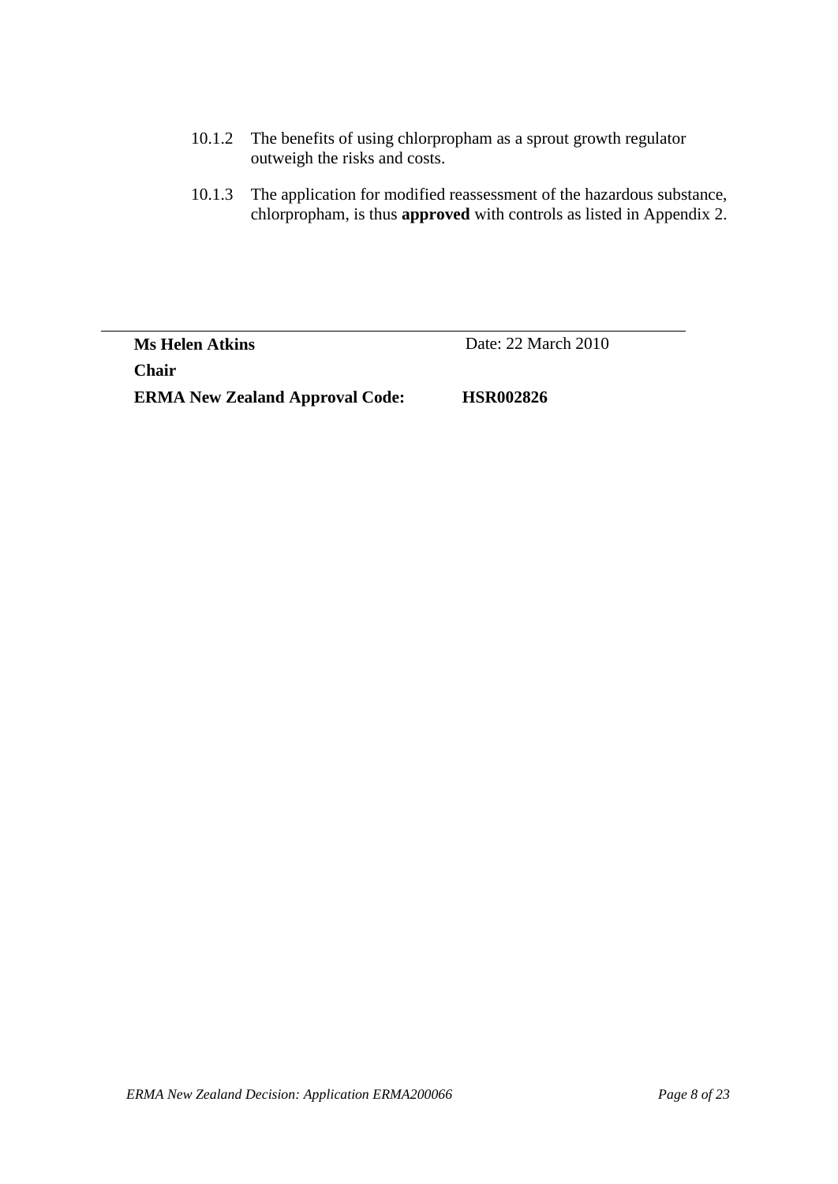10.1.2 The benefits of using chlorpropham as a sprout growth regulator outweigh the risks and costs.

10.1.3 The application for modified reassessment of the hazardous substance, chlorpropham, is thus **approved** with controls as listed in Appendix 2.

---

**Ms Helen Atkins** Date: 22 March 2010

**Chair**

**ERMA New Zealand Approval Code: HSR002826**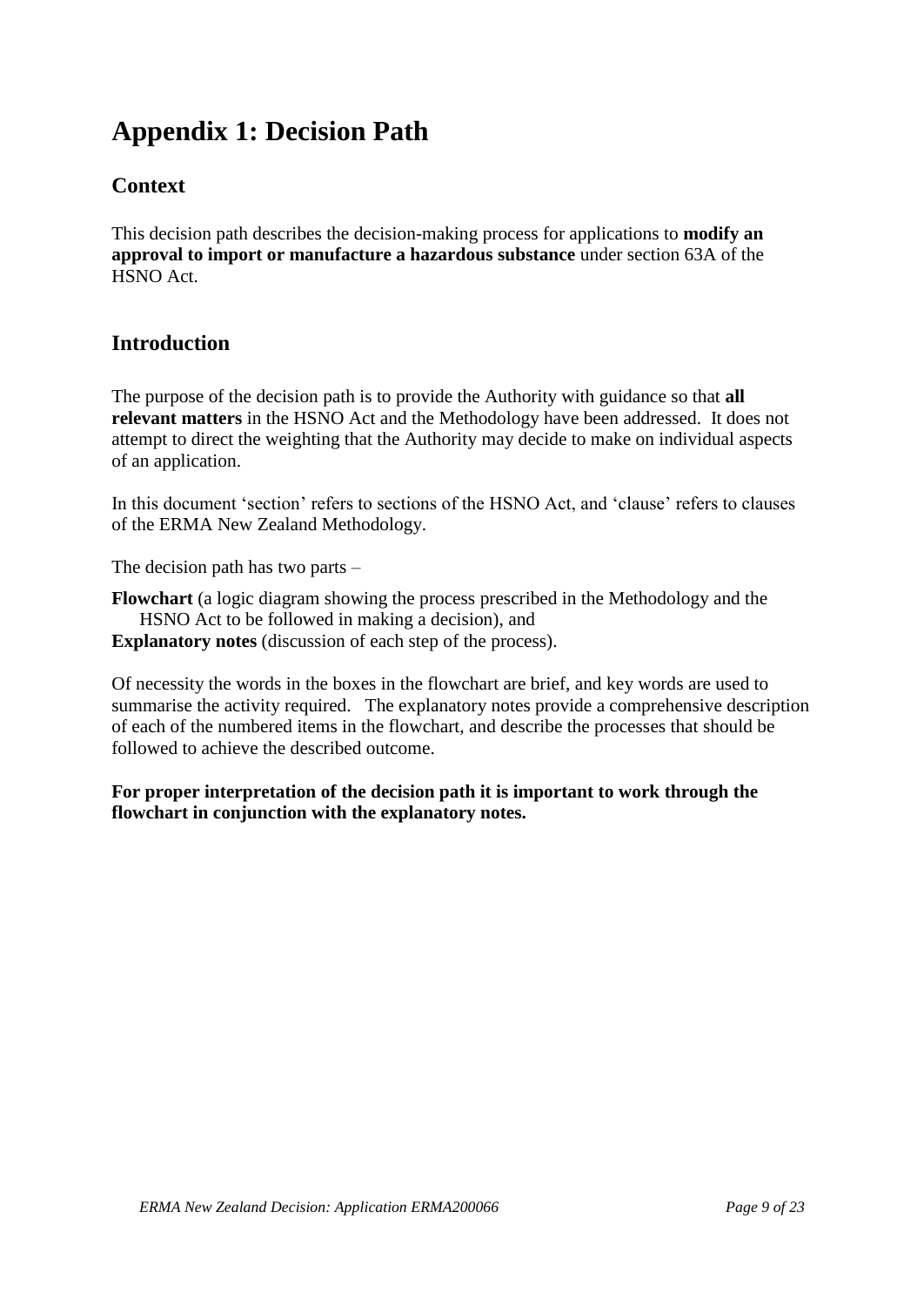# Appendix 1: Decision Path

## Context

This decision path describes the decision-making process for applications to **modify an approval to import or manufacture a hazardous substance** under section 63A of the HSNO Act.

## Introduction

The purpose of the decision path is to provide the Authority with guidance so that **all relevant matters** in the HSNO Act and the Methodology have been addressed. It does not attempt to direct the weighting that the Authority may decide to make on individual aspects of an application.

In this document 'section' refers to sections of the HSNO Act, and 'clause' refers to clauses of the ERMA New Zealand Methodology.

The decision path has two parts –

**Flowchart** (a logic diagram showing the process prescribed in the Methodology and the HSNO Act to be followed in making a decision), and
**Explanatory notes** (discussion of each step of the process).

Of necessity the words in the boxes in the flowchart are brief, and key words are used to summarise the activity required. The explanatory notes provide a comprehensive description of each of the numbered items in the flowchart, and describe the processes that should be followed to achieve the described outcome.

**For proper interpretation of the decision path it is important to work through the flowchart in conjunction with the explanatory notes.**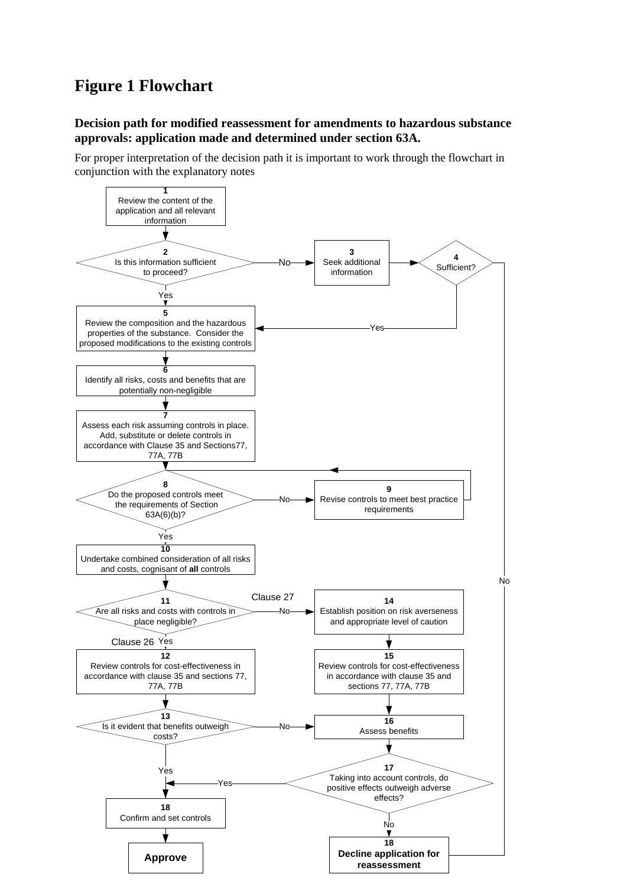# Figure 1 Flowchart

### Decision path for modified reassessment for amendments to hazardous substance approvals: application made and determined under section 63A.

For proper interpretation of the decision path it is important to work through the flowchart in conjunction with the explanatory notes

**1** Review the content of the application and all relevant information

**2** Is this information sufficient to proceed?
- Yes → 5
- No → 3

**3** Seek additional information → 4

**4** Sufficient?
- Yes → 5
- No → 18 (Decline)

**5** Review the composition and the hazardous properties of the substance. Consider the proposed modifications to the existing controls

**6** Identify all risks, costs and benefits that are potentially non-negligible

**7** Assess each risk assuming controls in place. Add, substitute or delete controls in accordance with Clause 35 and Sections77, 77A, 77B

**8** Do the proposed controls meet the requirements of Section 63A(6)(b)?
- Yes → 10
- No → 9

**9** Revise controls to meet best practice requirements → 8

**10** Undertake combined consideration of all risks and costs, cognisant of **all** controls

**11** Are all risks and costs with controls in place negligible?
- Yes (Clause 26) → 12
- No (Clause 27) → 14

**12** Review controls for cost-effectiveness in accordance with clause 35 and sections 77, 77A, 77B

**13** Is it evident that benefits outweigh costs?
- Yes → 18 (Confirm and set controls)
- No → 16

**14** Establish position on risk averseness and appropriate level of caution

**15** Review controls for cost-effectiveness in accordance with clause 35 and sections 77, 77A, 77B

**16** Assess benefits

**17** Taking into account controls, do positive effects outweigh adverse effects?
- Yes → 18 (Confirm and set controls)
- No → 18 (Decline)

**18** Confirm and set controls → **Approve**

**18** **Decline application for reassessment**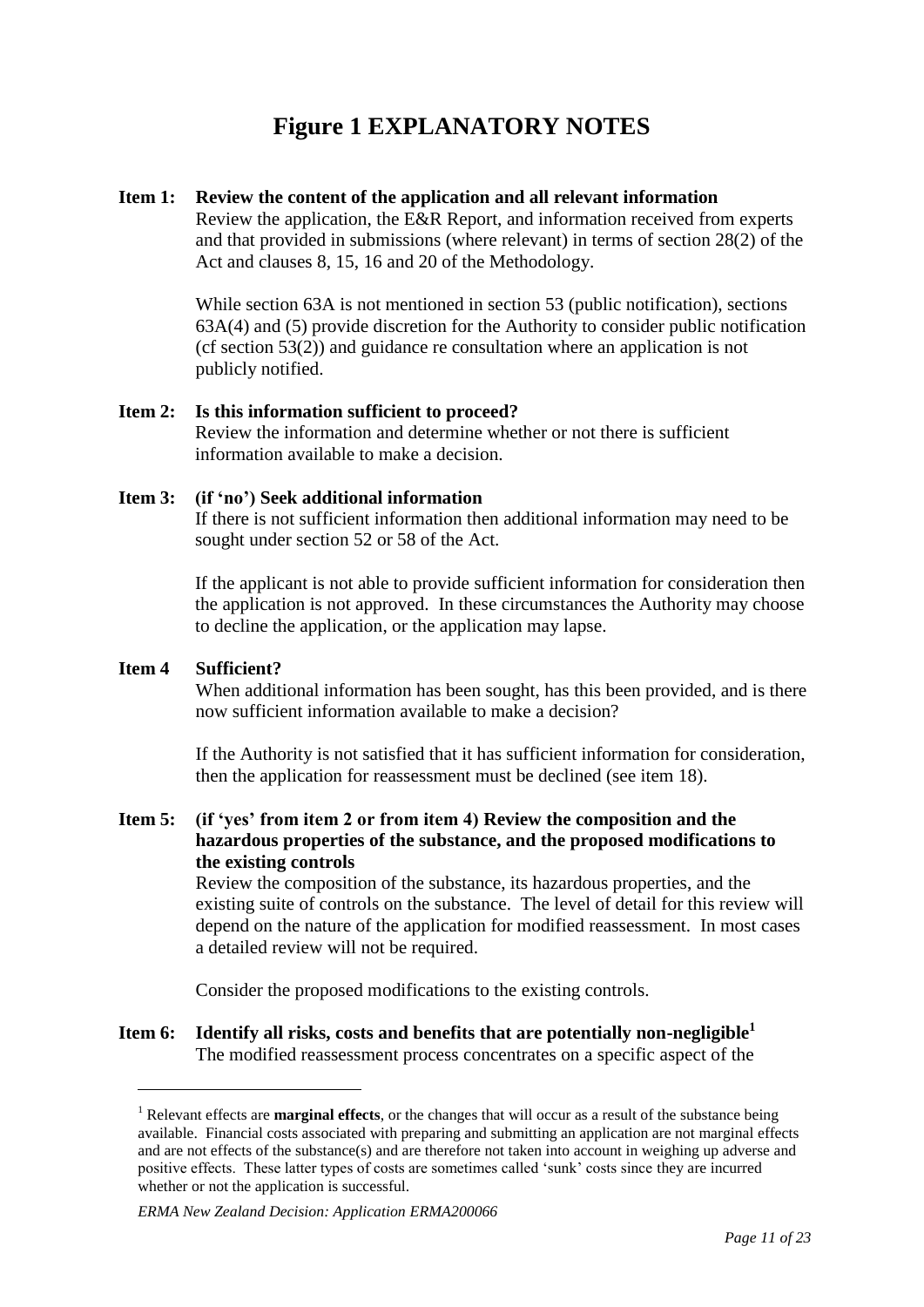# Figure 1 EXPLANATORY NOTES

**Item 1: Review the content of the application and all relevant information**

Review the application, the E&R Report, and information received from experts and that provided in submissions (where relevant) in terms of section 28(2) of the Act and clauses 8, 15, 16 and 20 of the Methodology.

While section 63A is not mentioned in section 53 (public notification), sections 63A(4) and (5) provide discretion for the Authority to consider public notification (cf section 53(2)) and guidance re consultation where an application is not publicly notified.

**Item 2: Is this information sufficient to proceed?**

Review the information and determine whether or not there is sufficient information available to make a decision.

**Item 3: (if 'no') Seek additional information**

If there is not sufficient information then additional information may need to be sought under section 52 or 58 of the Act.

If the applicant is not able to provide sufficient information for consideration then the application is not approved. In these circumstances the Authority may choose to decline the application, or the application may lapse.

**Item 4 Sufficient?**

When additional information has been sought, has this been provided, and is there now sufficient information available to make a decision?

If the Authority is not satisfied that it has sufficient information for consideration, then the application for reassessment must be declined (see item 18).

**Item 5: (if 'yes' from item 2 or from item 4) Review the composition and the hazardous properties of the substance, and the proposed modifications to the existing controls**

Review the composition of the substance, its hazardous properties, and the existing suite of controls on the substance. The level of detail for this review will depend on the nature of the application for modified reassessment. In most cases a detailed review will not be required.

Consider the proposed modifications to the existing controls.

**Item 6: Identify all risks, costs and benefits that are potentially non-negligible[1]**

The modified reassessment process concentrates on a specific aspect of the

---

[1] Relevant effects are **marginal effects**, or the changes that will occur as a result of the substance being available. Financial costs associated with preparing and submitting an application are not marginal effects and are not effects of the substance(s) and are therefore not taken into account in weighing up adverse and positive effects. These latter types of costs are sometimes called 'sunk' costs since they are incurred whether or not the application is successful.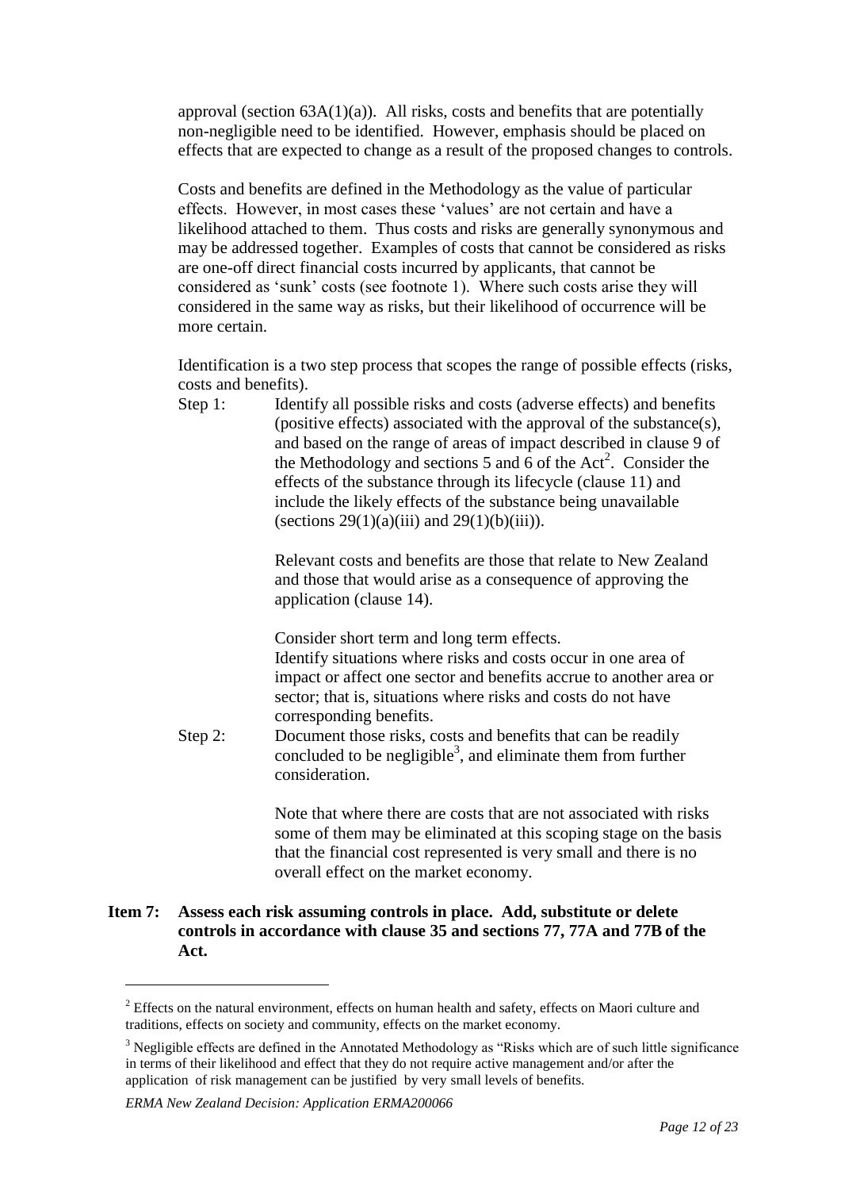approval (section 63A(1)(a)). All risks, costs and benefits that are potentially non-negligible need to be identified. However, emphasis should be placed on effects that are expected to change as a result of the proposed changes to controls.

Costs and benefits are defined in the Methodology as the value of particular effects. However, in most cases these 'values' are not certain and have a likelihood attached to them. Thus costs and risks are generally synonymous and may be addressed together. Examples of costs that cannot be considered as risks are one-off direct financial costs incurred by applicants, that cannot be considered as 'sunk' costs (see footnote 1). Where such costs arise they will considered in the same way as risks, but their likelihood of occurrence will be more certain.

Identification is a two step process that scopes the range of possible effects (risks, costs and benefits).

Step 1: Identify all possible risks and costs (adverse effects) and benefits (positive effects) associated with the approval of the substance(s), and based on the range of areas of impact described in clause 9 of the Methodology and sections 5 and 6 of the Act[2]. Consider the effects of the substance through its lifecycle (clause 11) and include the likely effects of the substance being unavailable (sections 29(1)(a)(iii) and 29(1)(b)(iii)).

Relevant costs and benefits are those that relate to New Zealand and those that would arise as a consequence of approving the application (clause 14).

Consider short term and long term effects.
Identify situations where risks and costs occur in one area of impact or affect one sector and benefits accrue to another area or sector; that is, situations where risks and costs do not have corresponding benefits.

Step 2: Document those risks, costs and benefits that can be readily concluded to be negligible[3], and eliminate them from further consideration.

Note that where there are costs that are not associated with risks some of them may be eliminated at this scoping stage on the basis that the financial cost represented is very small and there is no overall effect on the market economy.

**Item 7: Assess each risk assuming controls in place. Add, substitute or delete controls in accordance with clause 35 and sections 77, 77A and 77B of the Act.**

---

[2] Effects on the natural environment, effects on human health and safety, effects on Maori culture and traditions, effects on society and community, effects on the market economy.

[3] Negligible effects are defined in the Annotated Methodology as "Risks which are of such little significance in terms of their likelihood and effect that they do not require active management and/or after the application of risk management can be justified by very small levels of benefits.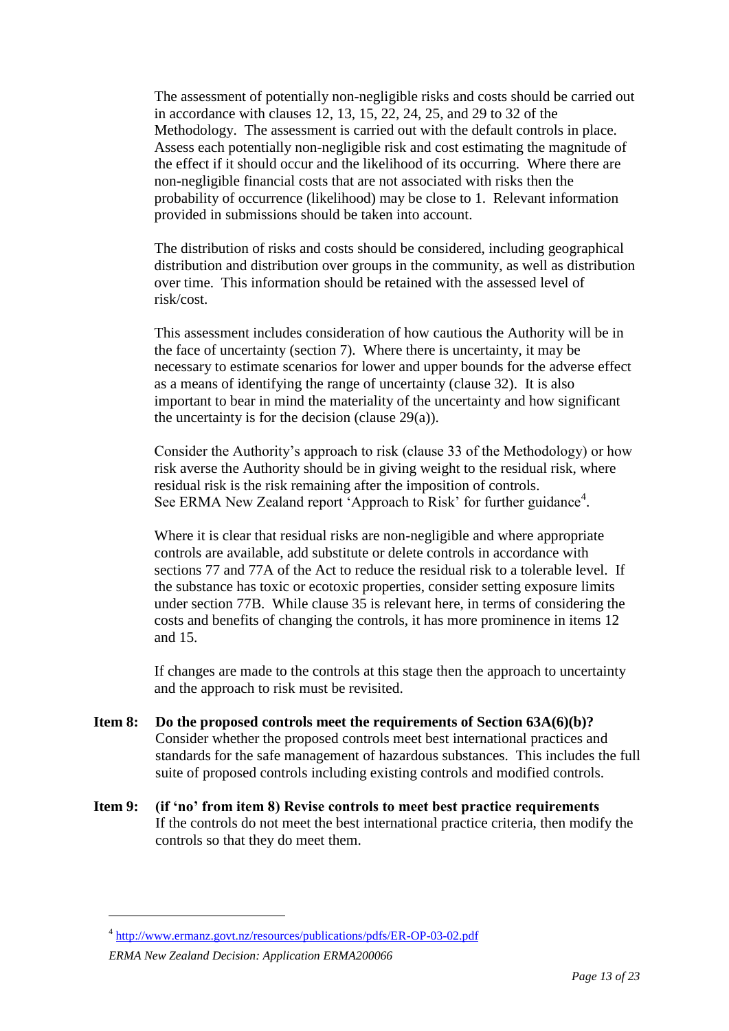The assessment of potentially non-negligible risks and costs should be carried out in accordance with clauses 12, 13, 15, 22, 24, 25, and 29 to 32 of the Methodology. The assessment is carried out with the default controls in place. Assess each potentially non-negligible risk and cost estimating the magnitude of the effect if it should occur and the likelihood of its occurring. Where there are non-negligible financial costs that are not associated with risks then the probability of occurrence (likelihood) may be close to 1. Relevant information provided in submissions should be taken into account.

The distribution of risks and costs should be considered, including geographical distribution and distribution over groups in the community, as well as distribution over time. This information should be retained with the assessed level of risk/cost.

This assessment includes consideration of how cautious the Authority will be in the face of uncertainty (section 7). Where there is uncertainty, it may be necessary to estimate scenarios for lower and upper bounds for the adverse effect as a means of identifying the range of uncertainty (clause 32). It is also important to bear in mind the materiality of the uncertainty and how significant the uncertainty is for the decision (clause 29(a)).

Consider the Authority's approach to risk (clause 33 of the Methodology) or how risk averse the Authority should be in giving weight to the residual risk, where residual risk is the risk remaining after the imposition of controls. See ERMA New Zealand report 'Approach to Risk' for further guidance[4].

Where it is clear that residual risks are non-negligible and where appropriate controls are available, add substitute or delete controls in accordance with sections 77 and 77A of the Act to reduce the residual risk to a tolerable level. If the substance has toxic or ecotoxic properties, consider setting exposure limits under section 77B. While clause 35 is relevant here, in terms of considering the costs and benefits of changing the controls, it has more prominence in items 12 and 15.

If changes are made to the controls at this stage then the approach to uncertainty and the approach to risk must be revisited.

**Item 8: Do the proposed controls meet the requirements of Section 63A(6)(b)?**
Consider whether the proposed controls meet best international practices and standards for the safe management of hazardous substances. This includes the full suite of proposed controls including existing controls and modified controls.

**Item 9: (if 'no' from item 8) Revise controls to meet best practice requirements**
If the controls do not meet the best international practice criteria, then modify the controls so that they do meet them.

---

[4] http://www.ermanz.govt.nz/resources/publications/pdfs/ER-OP-03-02.pdf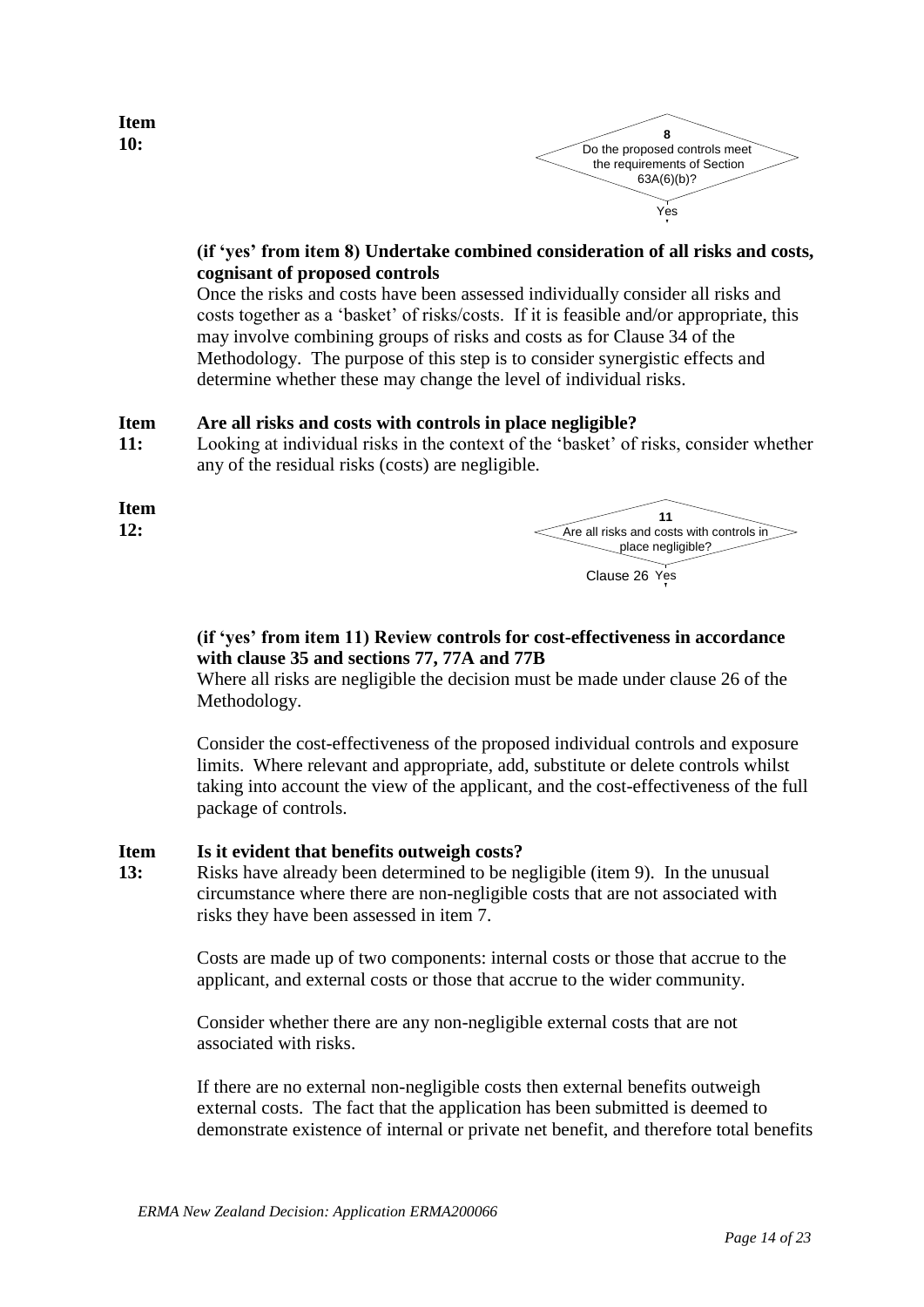**Item 10:**

8
Do the proposed controls meet the requirements of Section 63A(6)(b)?

Yes

**(if 'yes' from item 8) Undertake combined consideration of all risks and costs, cognisant of proposed controls**

Once the risks and costs have been assessed individually consider all risks and costs together as a 'basket' of risks/costs. If it is feasible and/or appropriate, this may involve combining groups of risks and costs as for Clause 34 of the Methodology. The purpose of this step is to consider synergistic effects and determine whether these may change the level of individual risks.

**Item 11: Are all risks and costs with controls in place negligible?**

Looking at individual risks in the context of the 'basket' of risks, consider whether any of the residual risks (costs) are negligible.

**Item 12:**

11
Are all risks and costs with controls in place negligible?

Clause 26 Yes

**(if 'yes' from item 11) Review controls for cost-effectiveness in accordance with clause 35 and sections 77, 77A and 77B**

Where all risks are negligible the decision must be made under clause 26 of the Methodology.

Consider the cost-effectiveness of the proposed individual controls and exposure limits. Where relevant and appropriate, add, substitute or delete controls whilst taking into account the view of the applicant, and the cost-effectiveness of the full package of controls.

**Item 13: Is it evident that benefits outweigh costs?**

Risks have already been determined to be negligible (item 9). In the unusual circumstance where there are non-negligible costs that are not associated with risks they have been assessed in item 7.

Costs are made up of two components: internal costs or those that accrue to the applicant, and external costs or those that accrue to the wider community.

Consider whether there are any non-negligible external costs that are not associated with risks.

If there are no external non-negligible costs then external benefits outweigh external costs. The fact that the application has been submitted is deemed to demonstrate existence of internal or private net benefit, and therefore total benefits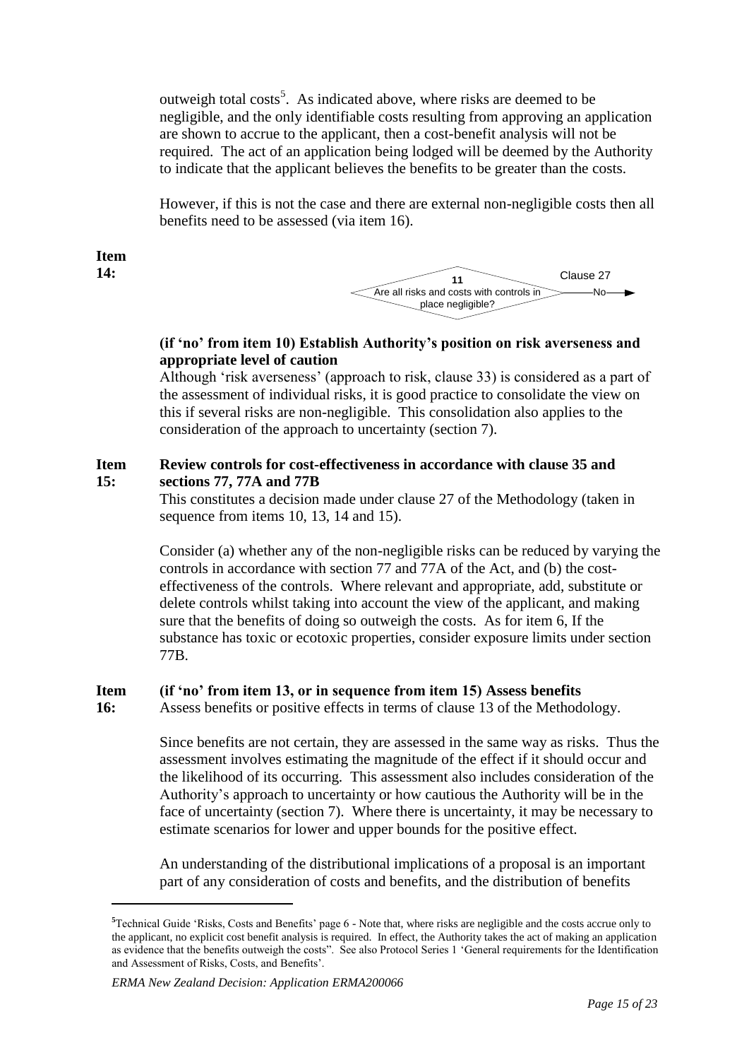outweigh total costs[5]. As indicated above, where risks are deemed to be negligible, and the only identifiable costs resulting from approving an application are shown to accrue to the applicant, then a cost-benefit analysis will not be required. The act of an application being lodged will be deemed by the Authority to indicate that the applicant believes the benefits to be greater than the costs.

However, if this is not the case and there are external non-negligible costs then all benefits need to be assessed (via item 16).

**Item 14:**

11 Are all risks and costs with controls in place negligible? — Clause 27 — No →

**(if 'no' from item 10) Establish Authority's position on risk averseness and appropriate level of caution**

Although 'risk averseness' (approach to risk, clause 33) is considered as a part of the assessment of individual risks, it is good practice to consolidate the view on this if several risks are non-negligible. This consolidation also applies to the consideration of the approach to uncertainty (section 7).

**Item 15: Review controls for cost-effectiveness in accordance with clause 35 and sections 77, 77A and 77B**

This constitutes a decision made under clause 27 of the Methodology (taken in sequence from items 10, 13, 14 and 15).

Consider (a) whether any of the non-negligible risks can be reduced by varying the controls in accordance with section 77 and 77A of the Act, and (b) the cost-effectiveness of the controls. Where relevant and appropriate, add, substitute or delete controls whilst taking into account the view of the applicant, and making sure that the benefits of doing so outweigh the costs. As for item 6, If the substance has toxic or ecotoxic properties, consider exposure limits under section 77B.

**Item 16: (if 'no' from item 13, or in sequence from item 15) Assess benefits**

Assess benefits or positive effects in terms of clause 13 of the Methodology.

Since benefits are not certain, they are assessed in the same way as risks. Thus the assessment involves estimating the magnitude of the effect if it should occur and the likelihood of its occurring. This assessment also includes consideration of the Authority's approach to uncertainty or how cautious the Authority will be in the face of uncertainty (section 7). Where there is uncertainty, it may be necessary to estimate scenarios for lower and upper bounds for the positive effect.

An understanding of the distributional implications of a proposal is an important part of any consideration of costs and benefits, and the distribution of benefits

---

[5] Technical Guide 'Risks, Costs and Benefits' page 6 - Note that, where risks are negligible and the costs accrue only to the applicant, no explicit cost benefit analysis is required. In effect, the Authority takes the act of making an application as evidence that the benefits outweigh the costs". See also Protocol Series 1 'General requirements for the Identification and Assessment of Risks, Costs, and Benefits'.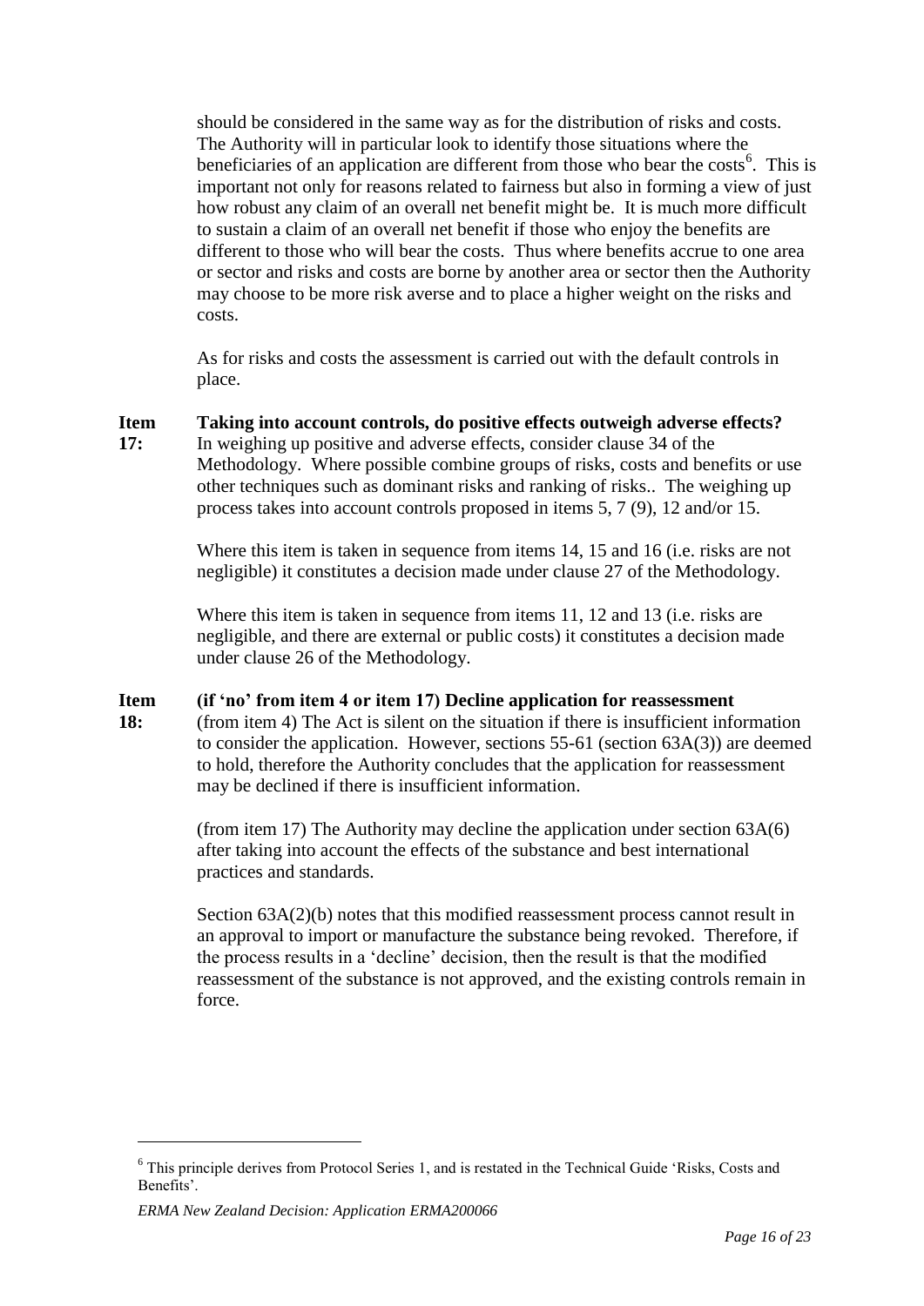should be considered in the same way as for the distribution of risks and costs. The Authority will in particular look to identify those situations where the beneficiaries of an application are different from those who bear the costs[6]. This is important not only for reasons related to fairness but also in forming a view of just how robust any claim of an overall net benefit might be. It is much more difficult to sustain a claim of an overall net benefit if those who enjoy the benefits are different to those who will bear the costs. Thus where benefits accrue to one area or sector and risks and costs are borne by another area or sector then the Authority may choose to be more risk averse and to place a higher weight on the risks and costs.

As for risks and costs the assessment is carried out with the default controls in place.

**Item 17: Taking into account controls, do positive effects outweigh adverse effects?**

In weighing up positive and adverse effects, consider clause 34 of the Methodology. Where possible combine groups of risks, costs and benefits or use other techniques such as dominant risks and ranking of risks.. The weighing up process takes into account controls proposed in items 5, 7 (9), 12 and/or 15.

Where this item is taken in sequence from items 14, 15 and 16 (i.e. risks are not negligible) it constitutes a decision made under clause 27 of the Methodology.

Where this item is taken in sequence from items 11, 12 and 13 (i.e. risks are negligible, and there are external or public costs) it constitutes a decision made under clause 26 of the Methodology.

**Item 18: (if 'no' from item 4 or item 17) Decline application for reassessment**

(from item 4) The Act is silent on the situation if there is insufficient information to consider the application. However, sections 55-61 (section 63A(3)) are deemed to hold, therefore the Authority concludes that the application for reassessment may be declined if there is insufficient information.

(from item 17) The Authority may decline the application under section 63A(6) after taking into account the effects of the substance and best international practices and standards.

Section 63A(2)(b) notes that this modified reassessment process cannot result in an approval to import or manufacture the substance being revoked. Therefore, if the process results in a 'decline' decision, then the result is that the modified reassessment of the substance is not approved, and the existing controls remain in force.

---

[6] This principle derives from Protocol Series 1, and is restated in the Technical Guide 'Risks, Costs and Benefits'.

*ERMA New Zealand Decision: Application ERMA200066*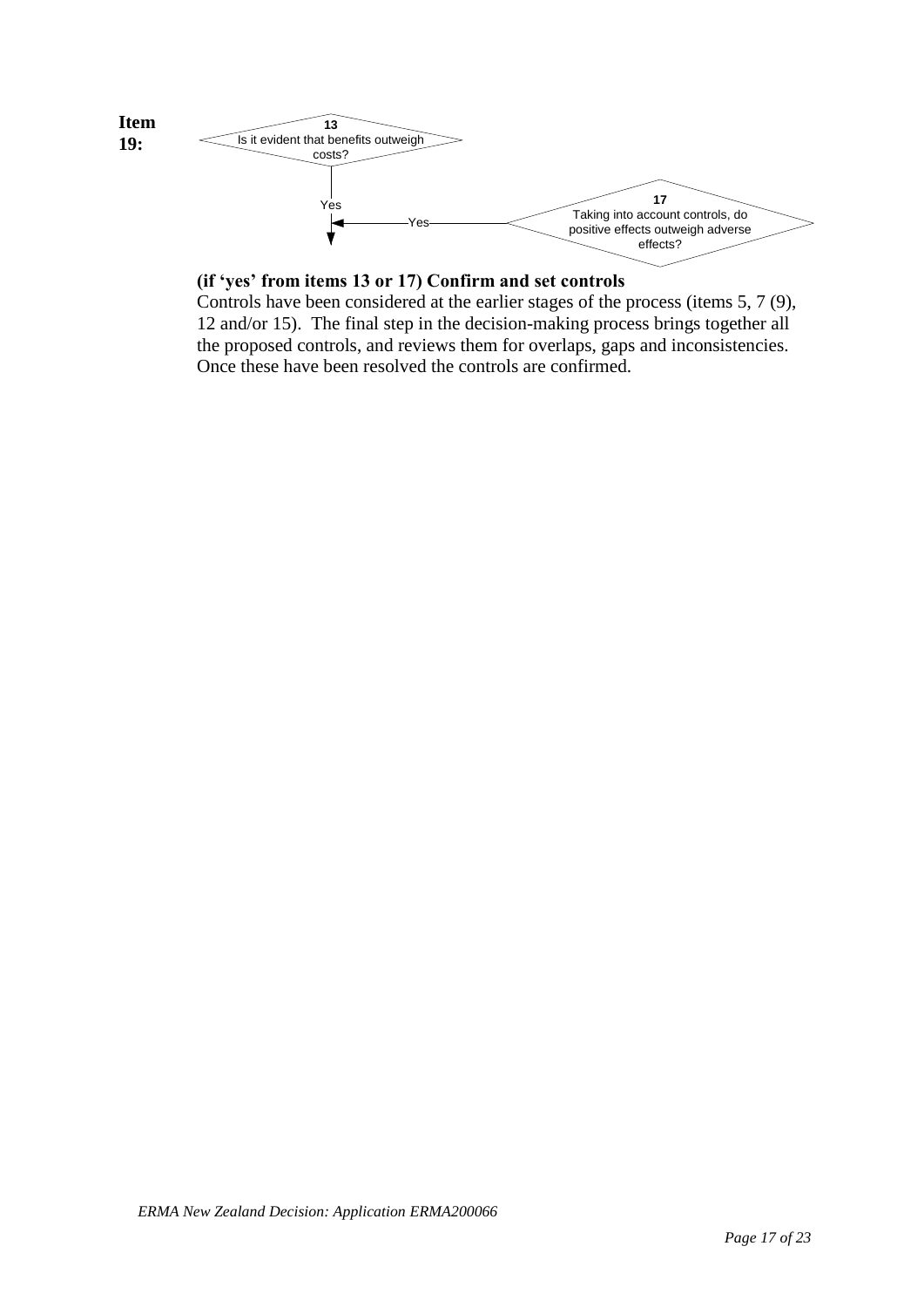**Item 19:**

13
Is it evident that benefits outweigh costs?

Yes

17
Taking into account controls, do positive effects outweigh adverse effects?

Yes

**(if 'yes' from items 13 or 17) Confirm and set controls**

Controls have been considered at the earlier stages of the process (items 5, 7 (9), 12 and/or 15). The final step in the decision-making process brings together all the proposed controls, and reviews them for overlaps, gaps and inconsistencies. Once these have been resolved the controls are confirmed.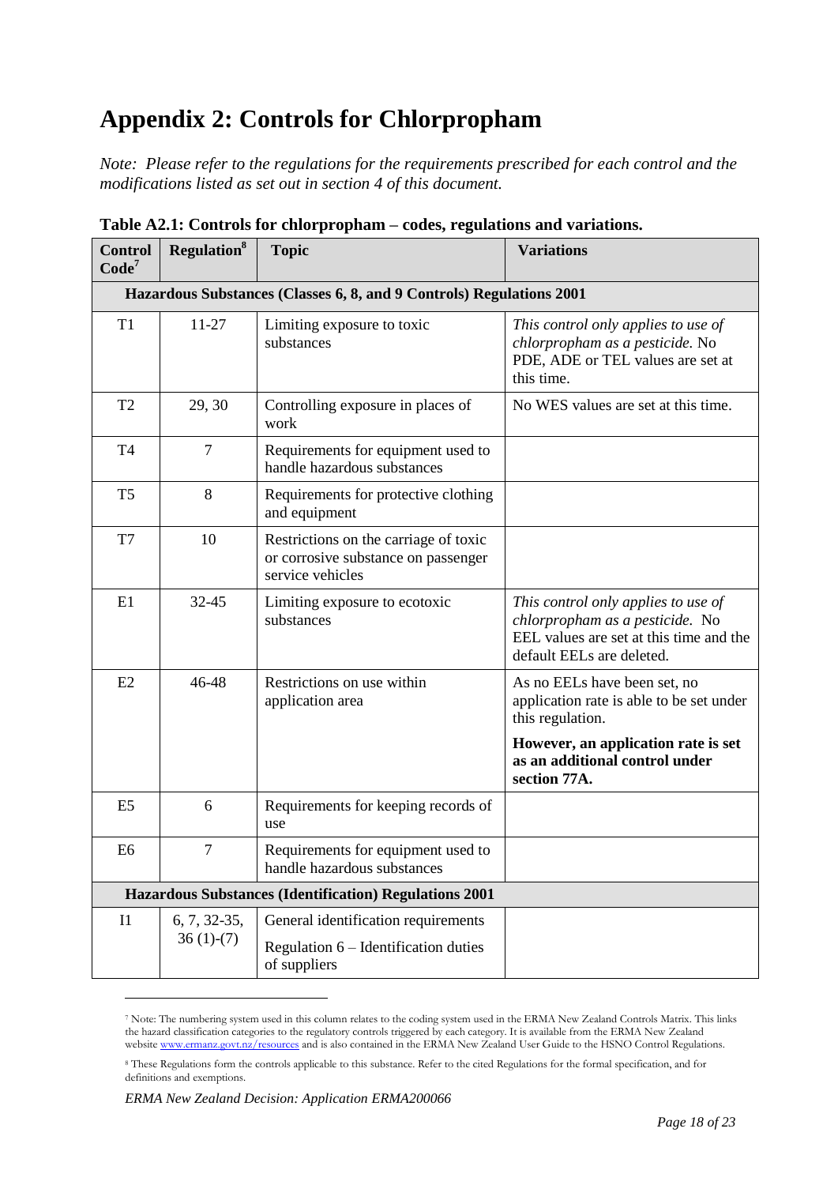# Appendix 2: Controls for Chlorpropham

*Note: Please refer to the regulations for the requirements prescribed for each control and the modifications listed as set out in section 4 of this document.*

**Table A2.1: Controls for chlorpropham – codes, regulations and variations.**

| Control Code[7] | Regulation[8] | Topic | Variations |
|---|---|---|---|
| **Hazardous Substances (Classes 6, 8, and 9 Controls) Regulations 2001** | | | |
| T1 | 11-27 | Limiting exposure to toxic substances | *This control only applies to use of chlorpropham as a pesticide.* No PDE, ADE or TEL values are set at this time. |
| T2 | 29, 30 | Controlling exposure in places of work | No WES values are set at this time. |
| T4 | 7 | Requirements for equipment used to handle hazardous substances | |
| T5 | 8 | Requirements for protective clothing and equipment | |
| T7 | 10 | Restrictions on the carriage of toxic or corrosive substance on passenger service vehicles | |
| E1 | 32-45 | Limiting exposure to ecotoxic substances | *This control only applies to use of chlorpropham as a pesticide.* No EEL values are set at this time and the default EELs are deleted. |
| E2 | 46-48 | Restrictions on use within application area | As no EELs have been set, no application rate is able to be set under this regulation.<br>**However, an application rate is set as an additional control under section 77A.** |
| E5 | 6 | Requirements for keeping records of use | |
| E6 | 7 | Requirements for equipment used to handle hazardous substances | |
| **Hazardous Substances (Identification) Regulations 2001** | | | |
| I1 | 6, 7, 32-35, 36 (1)-(7) | General identification requirements<br>Regulation 6 – Identification duties of suppliers | |

[7] Note: The numbering system used in this column relates to the coding system used in the ERMA New Zealand Controls Matrix. This links the hazard classification categories to the regulatory controls triggered by each category. It is available from the ERMA New Zealand website www.ermanz.govt.nz/resources and is also contained in the ERMA New Zealand User Guide to the HSNO Control Regulations.

[8] These Regulations form the controls applicable to this substance. Refer to the cited Regulations for the formal specification, and for definitions and exemptions.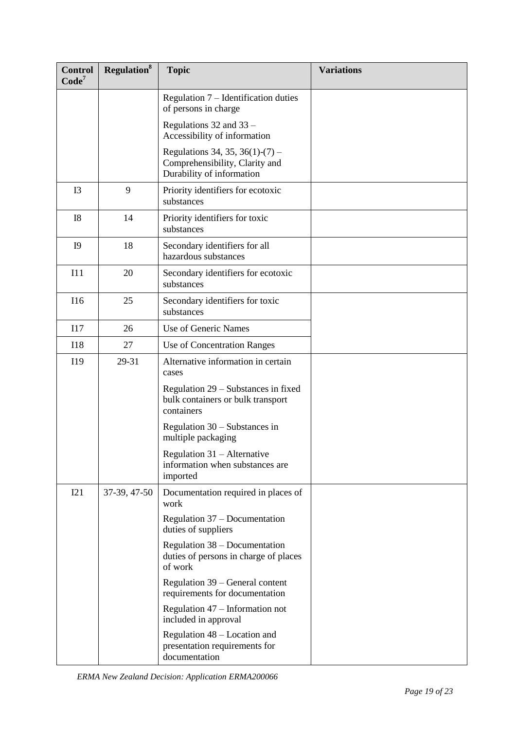| Control Code[7] | Regulation[8] | Topic | Variations |
|---|---|---|---|
| | | Regulation 7 – Identification duties of persons in charge<br><br>Regulations 32 and 33 – Accessibility of information<br><br>Regulations 34, 35, 36(1)-(7) – Comprehensibility, Clarity and Durability of information | |
| I3 | 9 | Priority identifiers for ecotoxic substances | |
| I8 | 14 | Priority identifiers for toxic substances | |
| I9 | 18 | Secondary identifiers for all hazardous substances | |
| I11 | 20 | Secondary identifiers for ecotoxic substances | |
| I16 | 25 | Secondary identifiers for toxic substances | |
| I17 | 26 | Use of Generic Names | |
| I18 | 27 | Use of Concentration Ranges | |
| I19 | 29-31 | Alternative information in certain cases<br><br>Regulation 29 – Substances in fixed bulk containers or bulk transport containers<br><br>Regulation 30 – Substances in multiple packaging<br><br>Regulation 31 – Alternative information when substances are imported | |
| I21 | 37-39, 47-50 | Documentation required in places of work<br><br>Regulation 37 – Documentation duties of suppliers<br><br>Regulation 38 – Documentation duties of persons in charge of places of work<br><br>Regulation 39 – General content requirements for documentation<br><br>Regulation 47 – Information not included in approval<br><br>Regulation 48 – Location and presentation requirements for documentation | |

*ERMA New Zealand Decision: Application ERMA200066*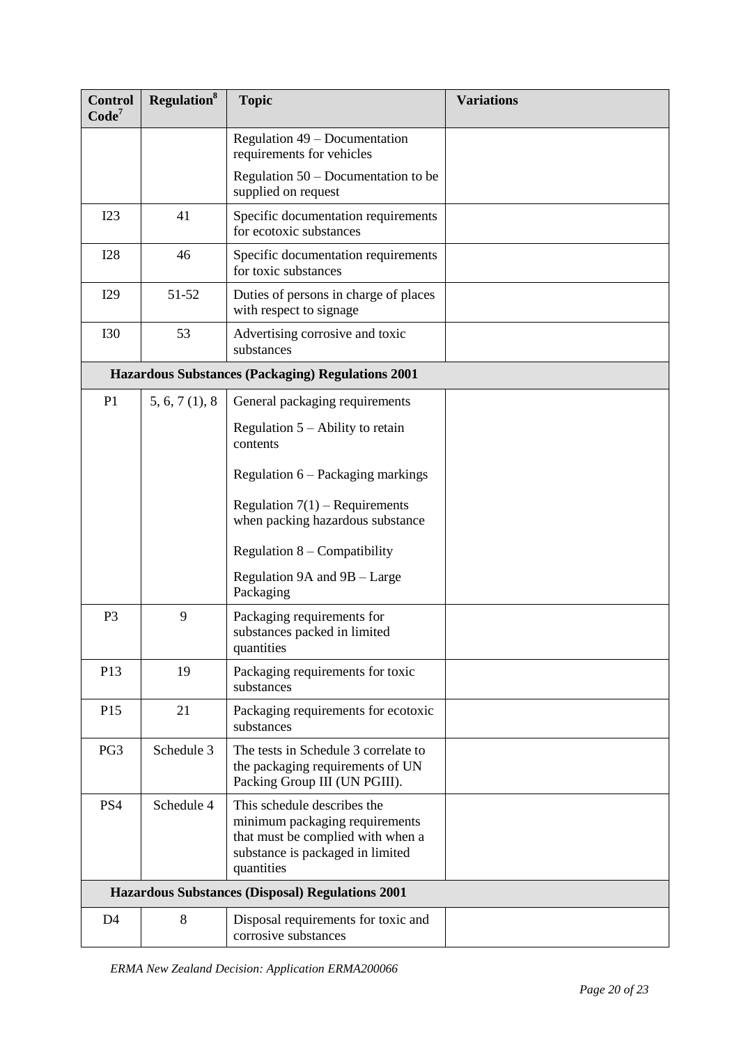| Control Code[7] | Regulation[8] | Topic | Variations |
|---|---|---|---|
| | | Regulation 49 – Documentation requirements for vehicles<br><br>Regulation 50 – Documentation to be supplied on request | |
| I23 | 41 | Specific documentation requirements for ecotoxic substances | |
| I28 | 46 | Specific documentation requirements for toxic substances | |
| I29 | 51-52 | Duties of persons in charge of places with respect to signage | |
| I30 | 53 | Advertising corrosive and toxic substances | |
| **Hazardous Substances (Packaging) Regulations 2001** | | | |
| P1 | 5, 6, 7 (1), 8 | General packaging requirements<br><br>Regulation 5 – Ability to retain contents<br><br>Regulation 6 – Packaging markings<br><br>Regulation 7(1) – Requirements when packing hazardous substance<br><br>Regulation 8 – Compatibility<br><br>Regulation 9A and 9B – Large Packaging | |
| P3 | 9 | Packaging requirements for substances packed in limited quantities | |
| P13 | 19 | Packaging requirements for toxic substances | |
| P15 | 21 | Packaging requirements for ecotoxic substances | |
| PG3 | Schedule 3 | The tests in Schedule 3 correlate to the packaging requirements of UN Packing Group III (UN PGIII). | |
| PS4 | Schedule 4 | This schedule describes the minimum packaging requirements that must be complied with when a substance is packaged in limited quantities | |
| **Hazardous Substances (Disposal) Regulations 2001** | | | |
| D4 | 8 | Disposal requirements for toxic and corrosive substances | |

*ERMA New Zealand Decision: Application ERMA200066*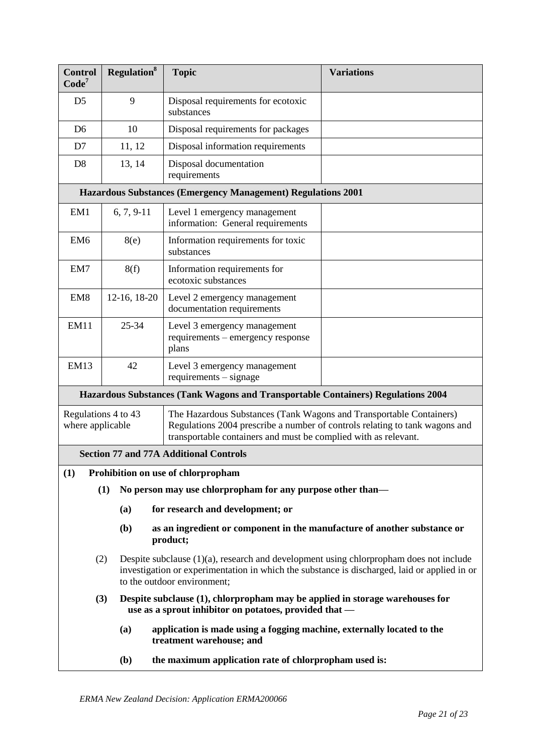| Control Code[7] | Regulation[8] | Topic | Variations |
|---|---|---|---|
| D5 | 9 | Disposal requirements for ecotoxic substances | |
| D6 | 10 | Disposal requirements for packages | |
| D7 | 11, 12 | Disposal information requirements | |
| D8 | 13, 14 | Disposal documentation requirements | |
| **Hazardous Substances (Emergency Management) Regulations 2001** | | | |
| EM1 | 6, 7, 9-11 | Level 1 emergency management information: General requirements | |
| EM6 | 8(e) | Information requirements for toxic substances | |
| EM7 | 8(f) | Information requirements for ecotoxic substances | |
| EM8 | 12-16, 18-20 | Level 2 emergency management documentation requirements | |
| EM11 | 25-34 | Level 3 emergency management requirements – emergency response plans | |
| EM13 | 42 | Level 3 emergency management requirements – signage | |
| **Hazardous Substances (Tank Wagons and Transportable Containers) Regulations 2004** | | | |
| Regulations 4 to 43 where applicable | | The Hazardous Substances (Tank Wagons and Transportable Containers) Regulations 2004 prescribe a number of controls relating to tank wagons and transportable containers and must be complied with as relevant. | |
| **Section 77 and 77A Additional Controls** | | | |

**(1) Prohibition on use of chlorpropham**

**(1) No person may use chlorpropham for any purpose other than—**

**(a) for research and development; or**

**(b) as an ingredient or component in the manufacture of another substance or product;**

(2) Despite subclause (1)(a), research and development using chlorpropham does not include investigation or experimentation in which the substance is discharged, laid or applied in or to the outdoor environment;

**(3) Despite subclause (1), chlorpropham may be applied in storage warehouses for use as a sprout inhibitor on potatoes, provided that —**

**(a) application is made using a fogging machine, externally located to the treatment warehouse; and**

**(b) the maximum application rate of chlorpropham used is:**

*ERMA New Zealand Decision: Application ERMA200066*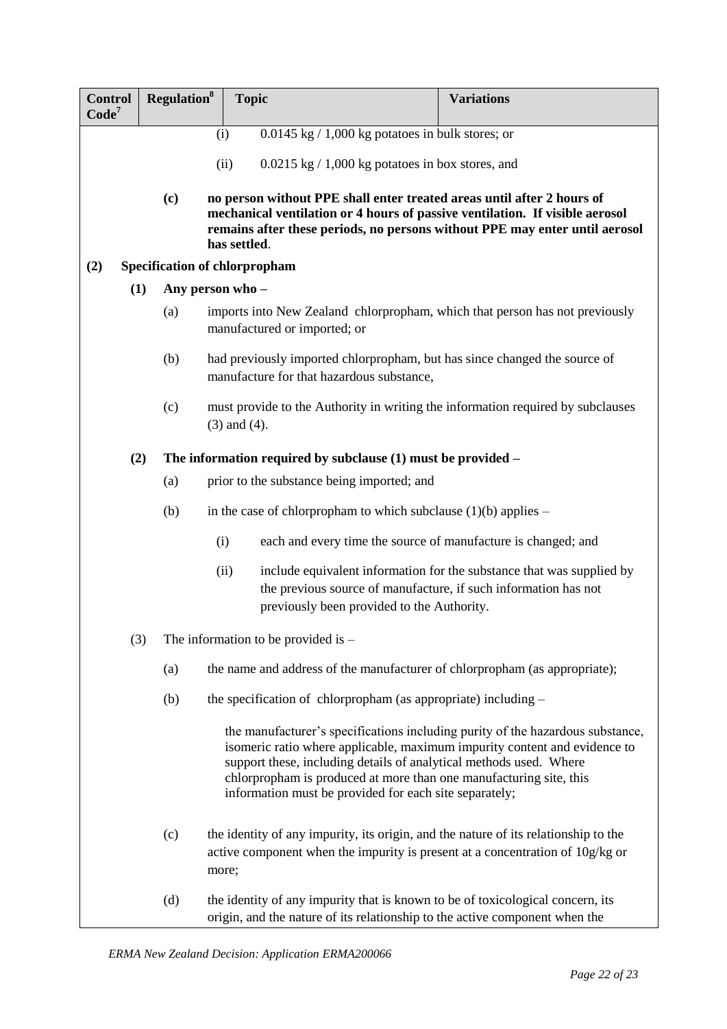| Control Code[7] | Regulation[8] | Topic | Variations |
|---|---|---|---|

(i) 0.0145 kg / 1,000 kg potatoes in bulk stores; or

(ii) 0.0215 kg / 1,000 kg potatoes in box stores, and

**(c) no person without PPE shall enter treated areas until after 2 hours of mechanical ventilation or 4 hours of passive ventilation. If visible aerosol remains after these periods, no persons without PPE may enter until aerosol has settled**.

**(2) Specification of chlorpropham**

**(1) Any person who –**

(a) imports into New Zealand chlorpropham, which that person has not previously manufactured or imported; or

(b) had previously imported chlorpropham, but has since changed the source of manufacture for that hazardous substance,

(c) must provide to the Authority in writing the information required by subclauses (3) and (4).

**(2) The information required by subclause (1) must be provided –**

(a) prior to the substance being imported; and

(b) in the case of chlorpropham to which subclause (1)(b) applies –

(i) each and every time the source of manufacture is changed; and

(ii) include equivalent information for the substance that was supplied by the previous source of manufacture, if such information has not previously been provided to the Authority.

(3) The information to be provided is –

(a) the name and address of the manufacturer of chlorpropham (as appropriate);

(b) the specification of chlorpropham (as appropriate) including –

the manufacturer's specifications including purity of the hazardous substance, isomeric ratio where applicable, maximum impurity content and evidence to support these, including details of analytical methods used. Where chlorpropham is produced at more than one manufacturing site, this information must be provided for each site separately;

(c) the identity of any impurity, its origin, and the nature of its relationship to the active component when the impurity is present at a concentration of 10g/kg or more;

(d) the identity of any impurity that is known to be of toxicological concern, its origin, and the nature of its relationship to the active component when the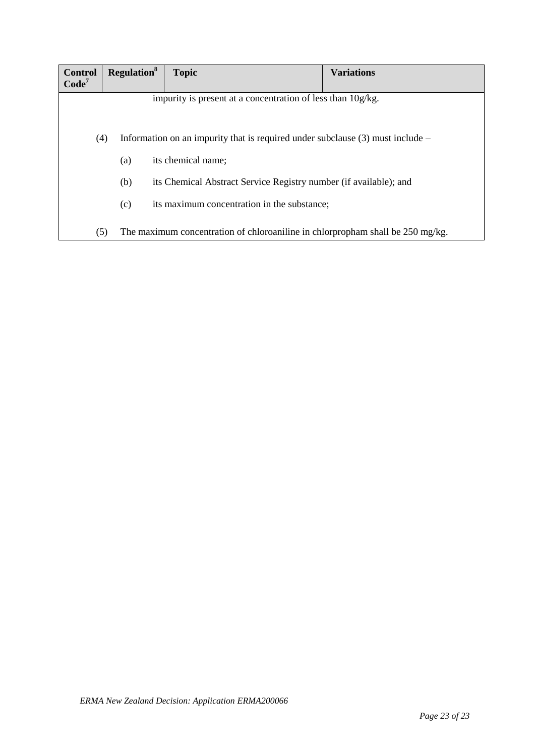| Control Code[7] | Regulation[8] | Topic | Variations |
|---|---|---|---|

impurity is present at a concentration of less than 10g/kg.

(4) Information on an impurity that is required under subclause (3) must include –

(a) its chemical name;

(b) its Chemical Abstract Service Registry number (if available); and

(c) its maximum concentration in the substance;

(5) The maximum concentration of chloroaniline in chlorpropham shall be 250 mg/kg.